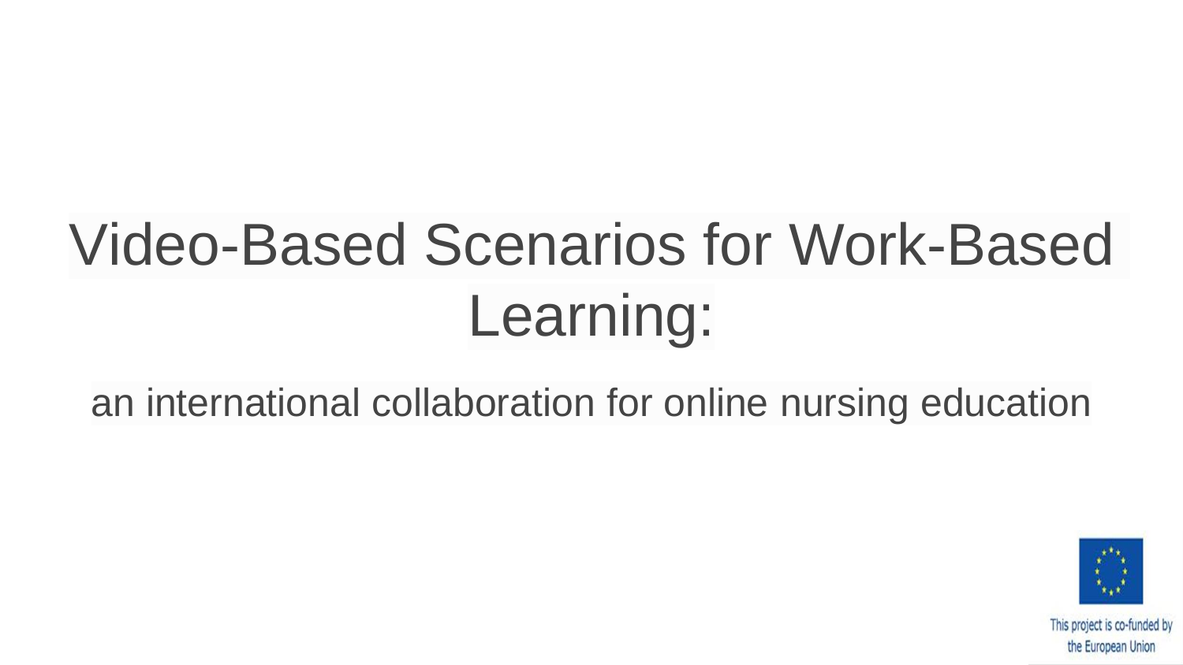# Video-Based Scenarios for Work-Based Learning:

an international collaboration for online nursing education

This project is co-funded by the European Union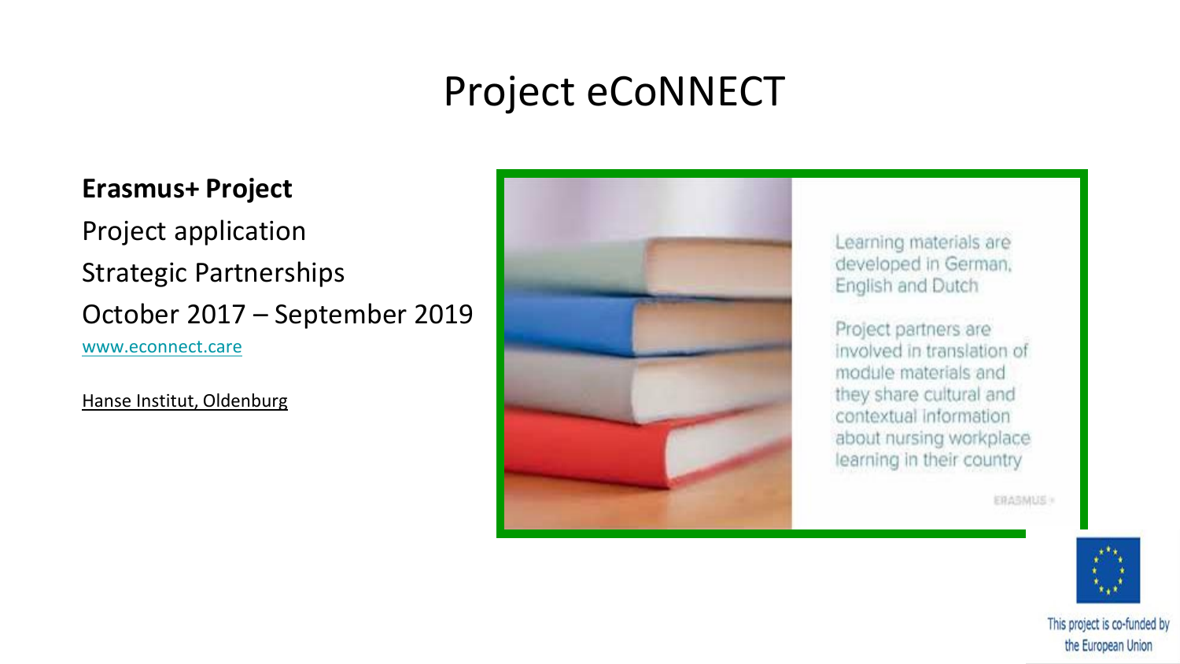# Project eCoNNECT

**Erasmus+ Project**

Project application

Strategic Partnerships

October 2017 – September 2019

www.econnect.care

Hanse Institut, Oldenburg

Learning materials are developed in German, English and Dutch

Project partners are involved in translation of module materials and they share cultural and contextual information about nursing workplace learning in their country

ERASMUS+

This project is co-funded by the European Union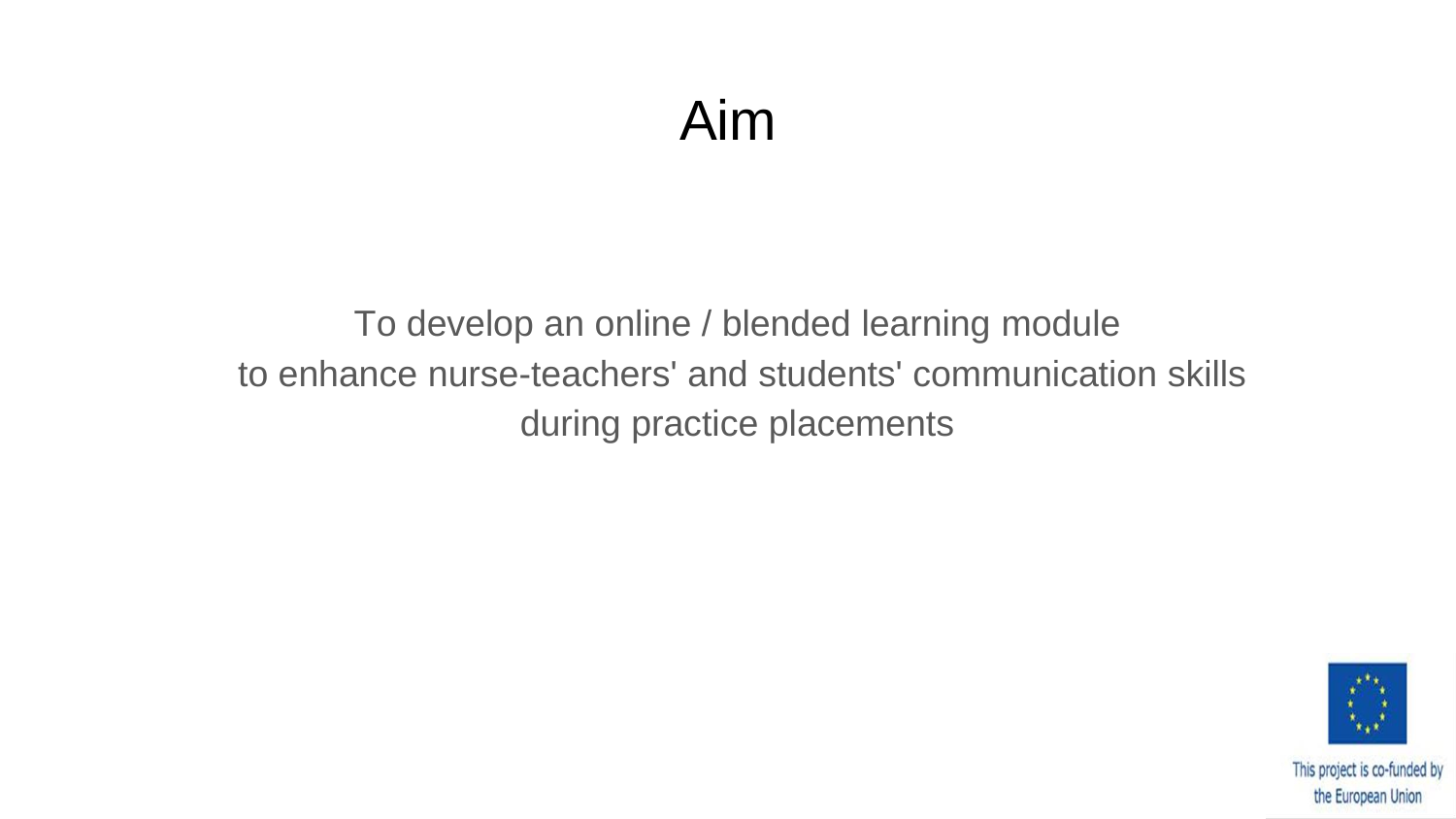# Aim

To develop an online / blended learning module to enhance nurse-teachers' and students' communication skills during practice placements

This project is co-funded by the European Union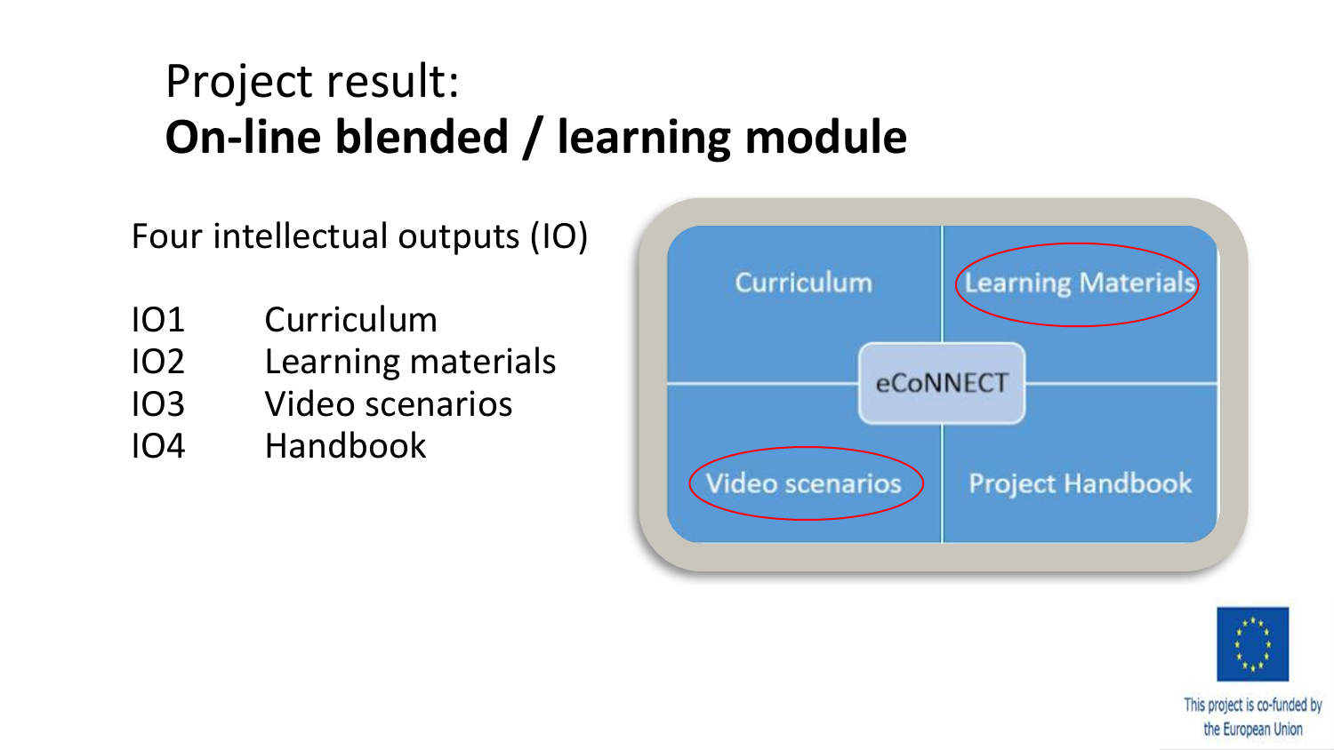# Project result:
# **On-line blended / learning module**

Four intellectual outputs (IO)

| | |
|---|---|
| IO1 | Curriculum |
| IO2 | Learning materials |
| IO3 | Video scenarios |
| IO4 | Handbook |

Curriculum

Learning Materials

eCoNNECT

Video scenarios

Project Handbook

This project is co-funded by the European Union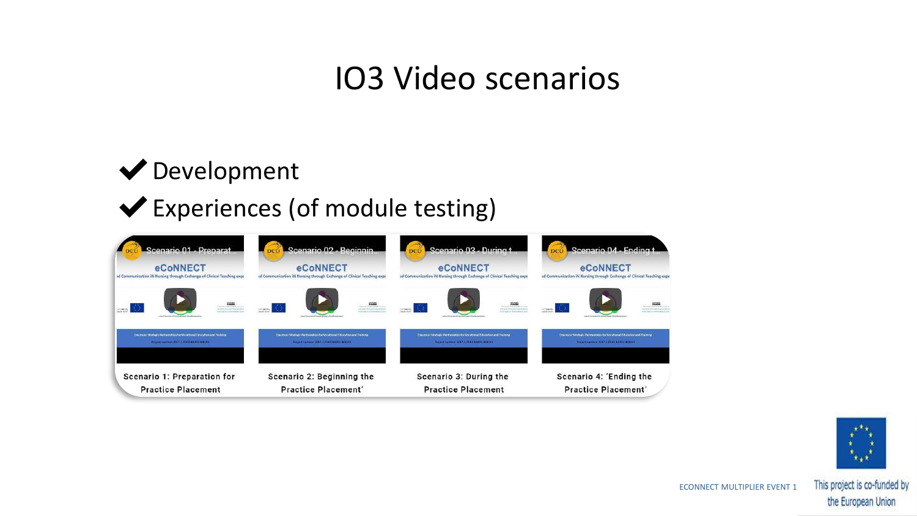# IO3 Video scenarios

- ✔ Development
- ✔ Experiences (of module testing)

Scenario 1: Preparation for Practice Placement

Scenario 2: Beginning the Practice Placement'

Scenario 3: During the Practice Placement

Scenario 4: 'Ending the Practice Placement'

ECONNECT MULTIPLIER EVENT 1

This project is co-funded by the European Union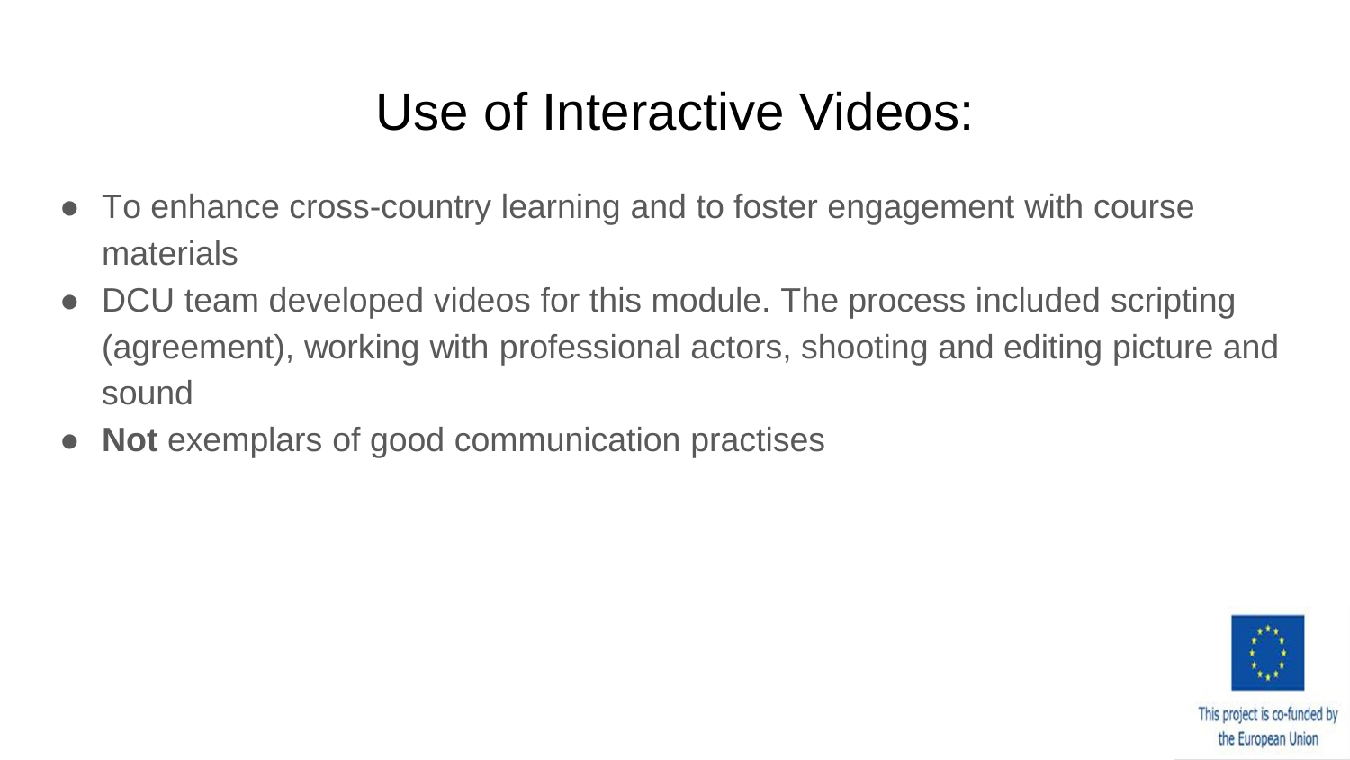# Use of Interactive Videos:

- To enhance cross-country learning and to foster engagement with course materials
- DCU team developed videos for this module. The process included scripting (agreement), working with professional actors, shooting and editing picture and sound
- **Not** exemplars of good communication practises

This project is co-funded by the European Union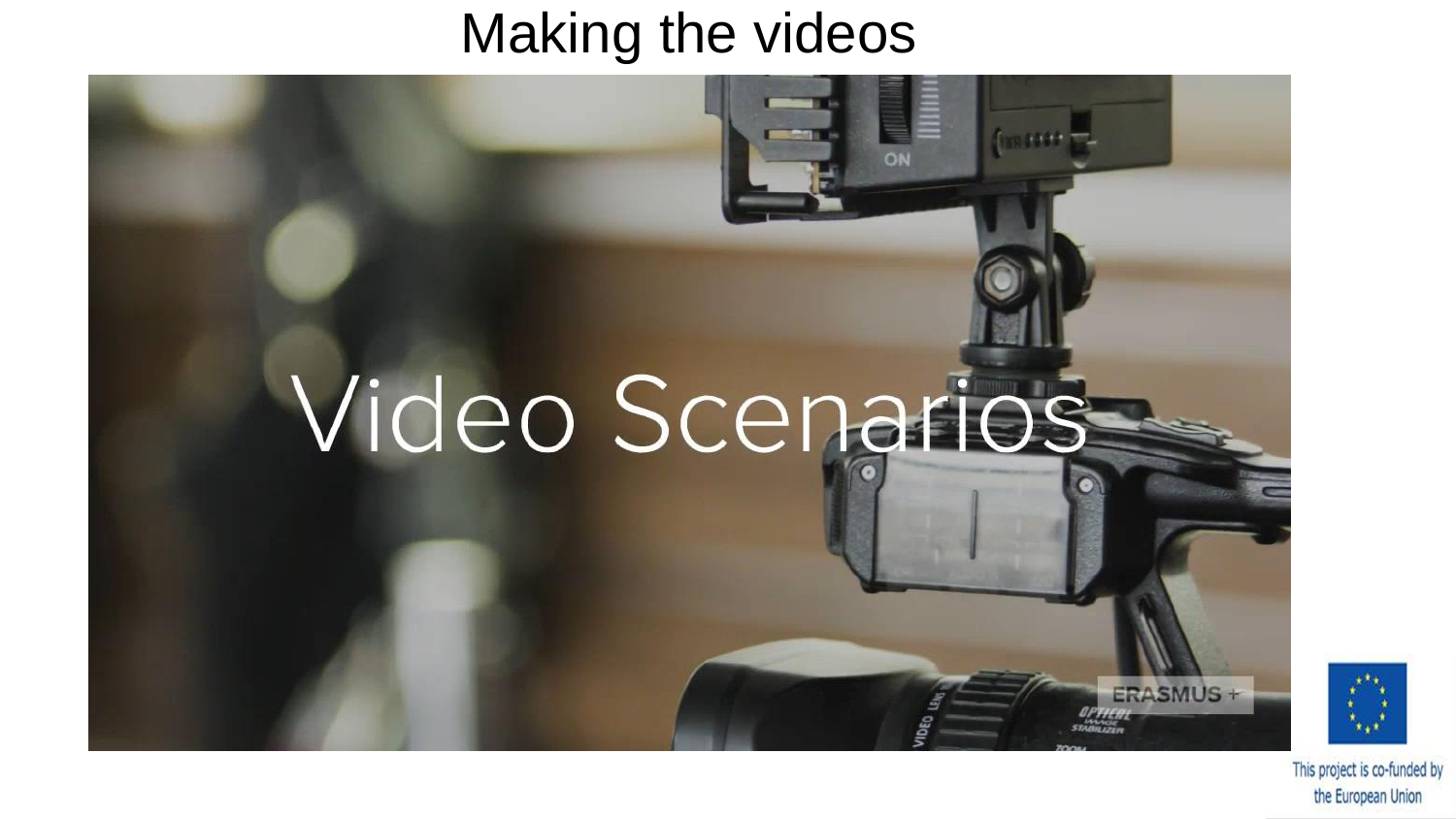# Making the videos

Video Scenarios

ERASMUS +

This project is co-funded by the European Union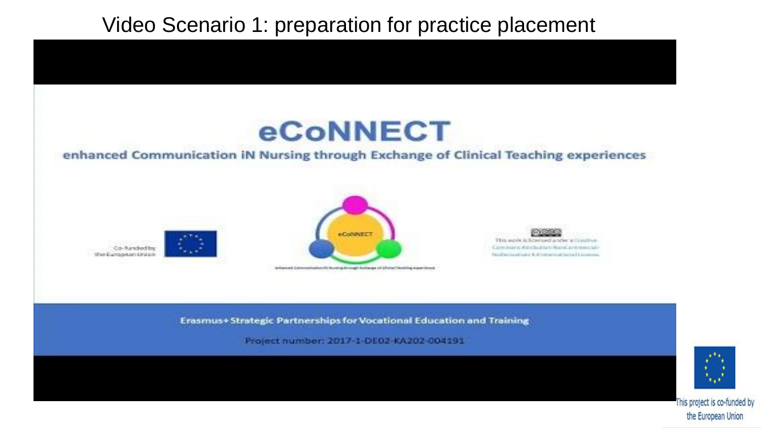# Video Scenario 1: preparation for practice placement

eCoNNECT

enhanced Communication iN Nursing through Exchange of Clinical Teaching experiences

Co-funded by the European Union

eCoNNECT

This work is licensed under a Creative Commons Attribution-NonCommercial-NoDerivatives 4.0 International License.

Erasmus+ Strategic Partnerships for Vocational Education and Training

Project number: 2017-1-DE02-KA202-004191

This project is co-funded by the European Union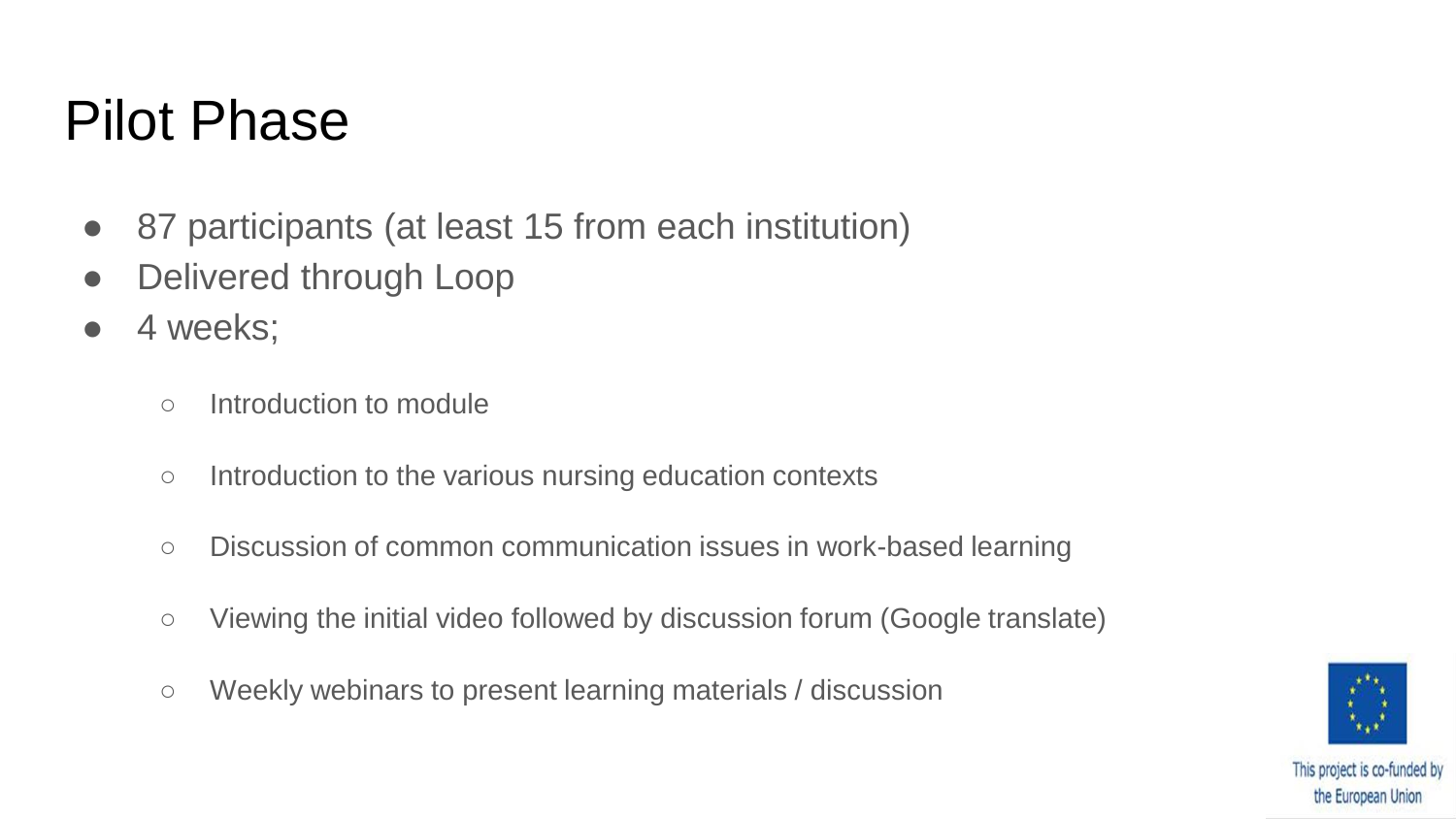# Pilot Phase

- 87 participants (at least 15 from each institution)
- Delivered through Loop
- 4 weeks;
    - Introduction to module
    - Introduction to the various nursing education contexts
    - Discussion of common communication issues in work-based learning
    - Viewing the initial video followed by discussion forum (Google translate)
    - Weekly webinars to present learning materials / discussion

This project is co-funded by the European Union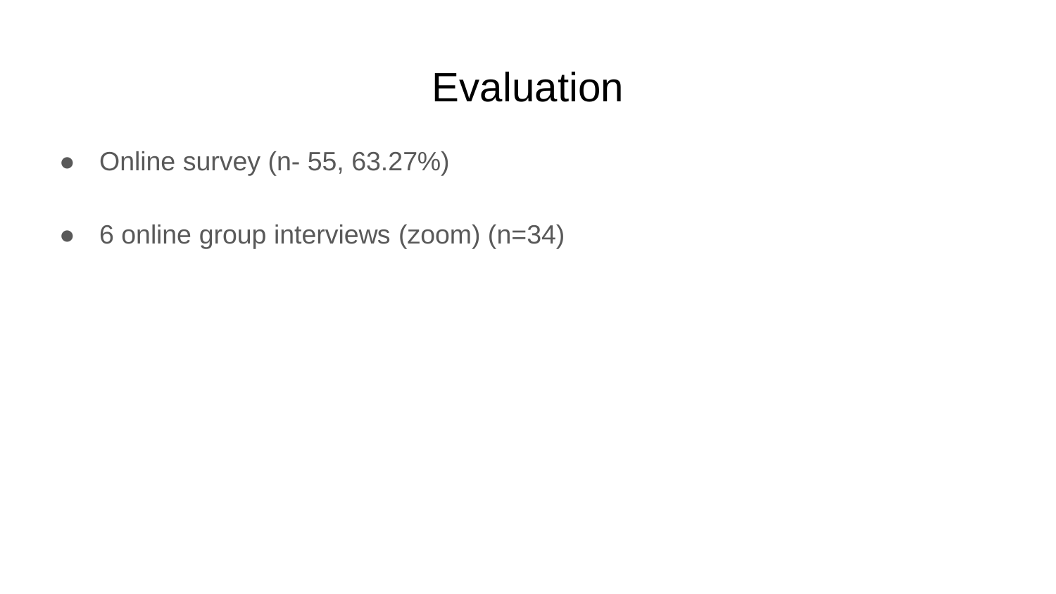# Evaluation

- Online survey (n- 55, 63.27%)
- 6 online group interviews (zoom) (n=34)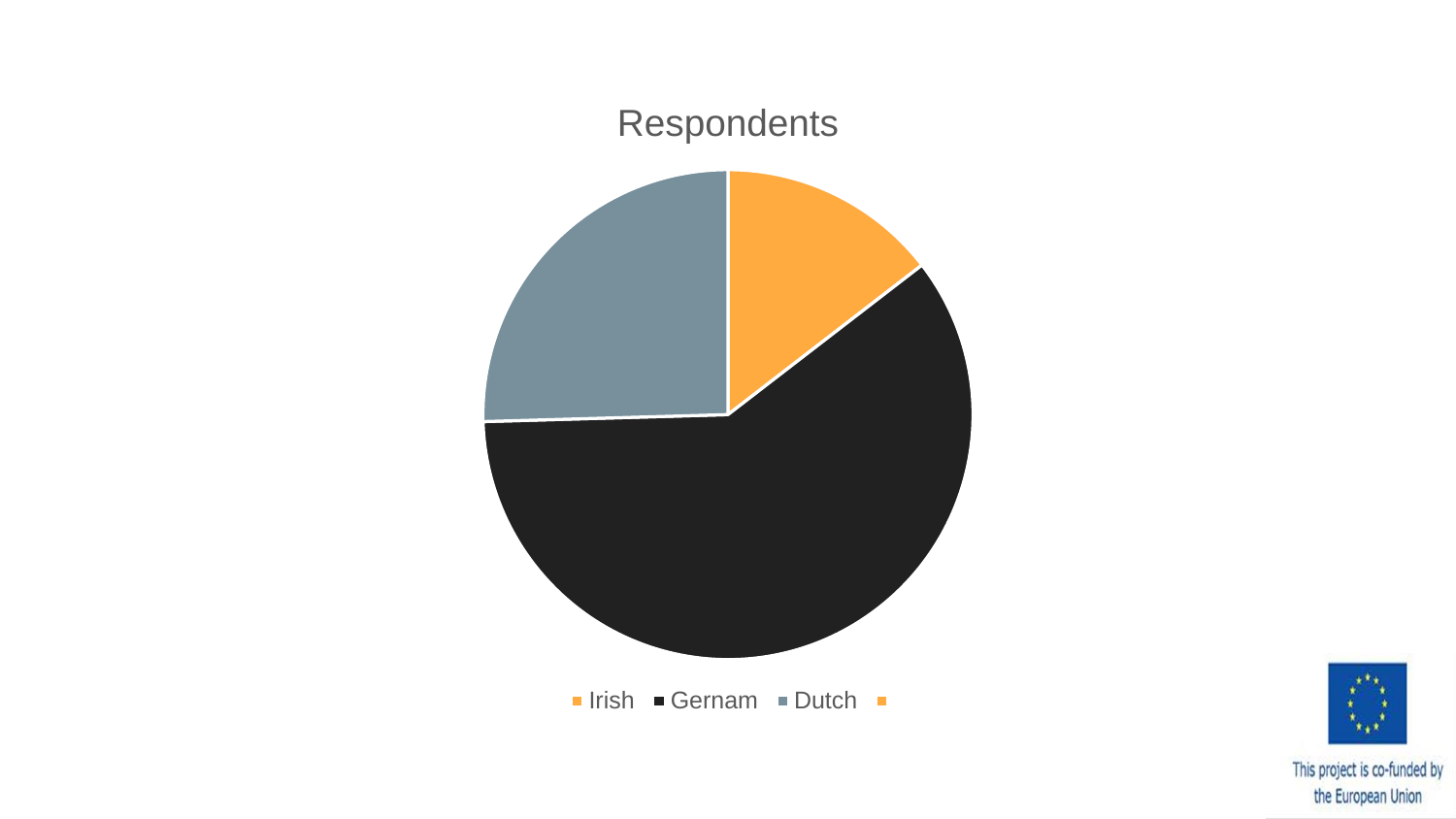## Respondents

- Irish
- Gernam
- Dutch

This project is co-funded by the European Union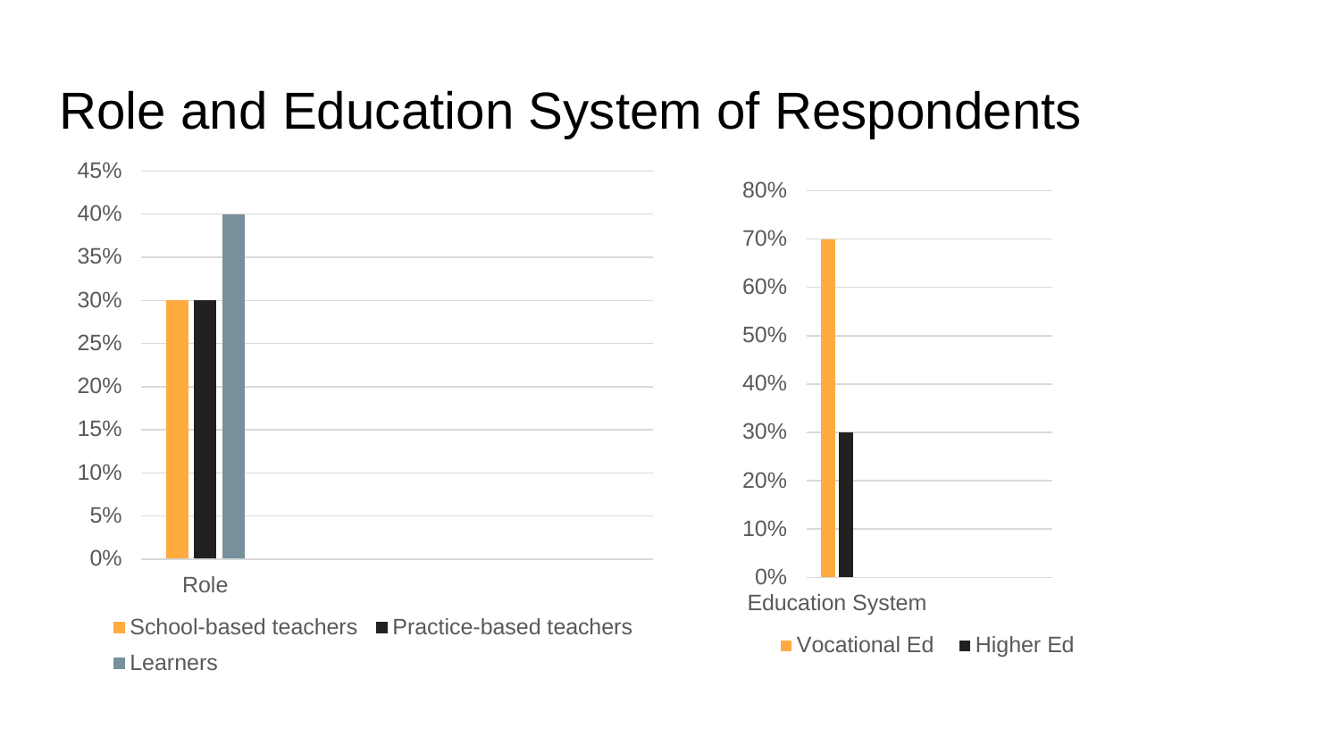# Role and Education System of Respondents

| Role | Percentage |
|---|---|
| School-based teachers | 30% |
| Practice-based teachers | 30% |
| Learners | 40% |

| Education System | Percentage |
|---|---|
| Vocational Ed | 70% |
| Higher Ed | 30% |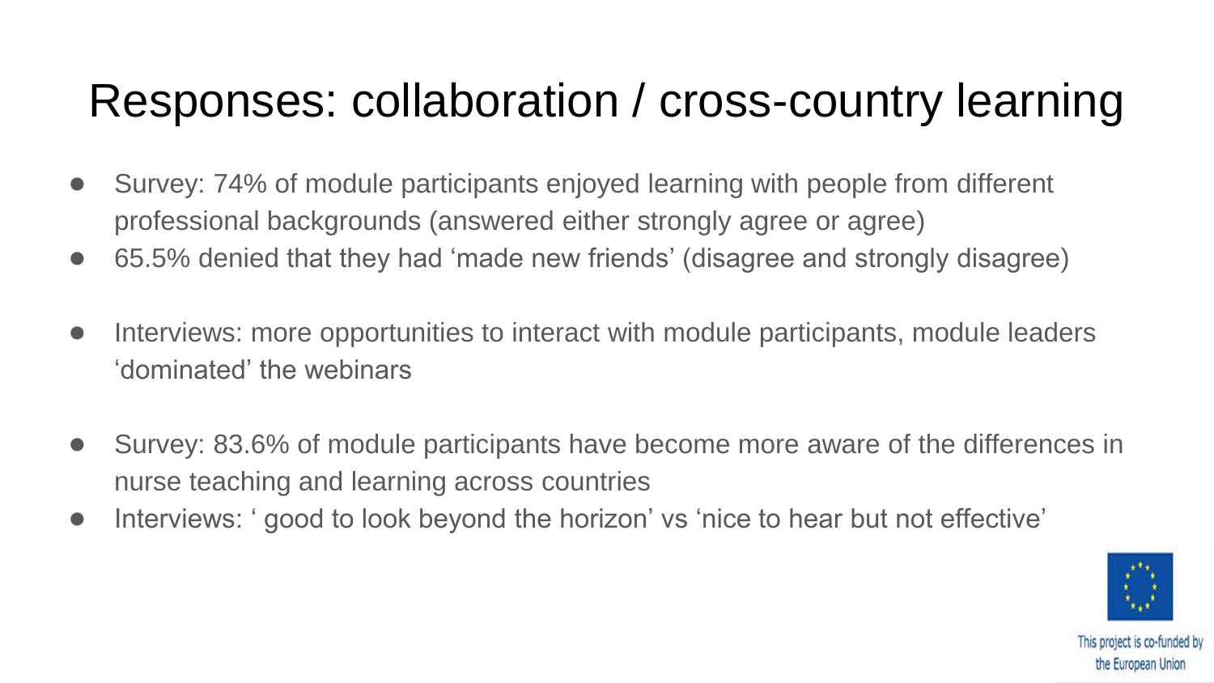# Responses: collaboration / cross-country learning

- Survey: 74% of module participants enjoyed learning with people from different professional backgrounds (answered either strongly agree or agree)
- 65.5% denied that they had 'made new friends' (disagree and strongly disagree)

- Interviews: more opportunities to interact with module participants, module leaders 'dominated' the webinars

- Survey: 83.6% of module participants have become more aware of the differences in nurse teaching and learning across countries
- Interviews: ' good to look beyond the horizon' vs 'nice to hear but not effective'

This project is co-funded by the European Union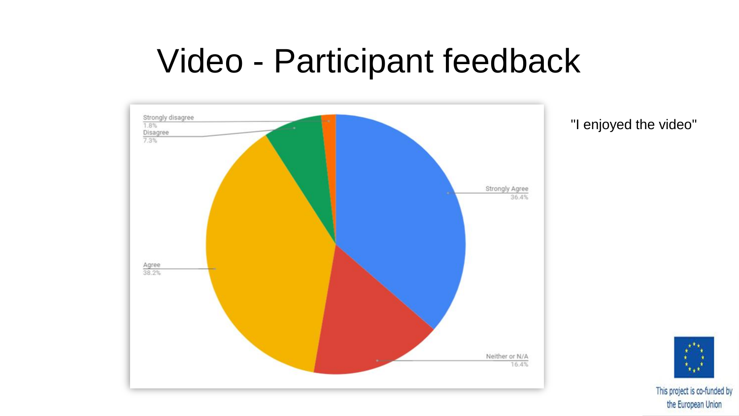# Video - Participant feedback

Strongly disagree 1.8%
Disagree 7.3%
Strongly Agree 36.4%
Agree 38.2%
Neither or N/A 16.4%

"I enjoyed the video"

This project is co-funded by the European Union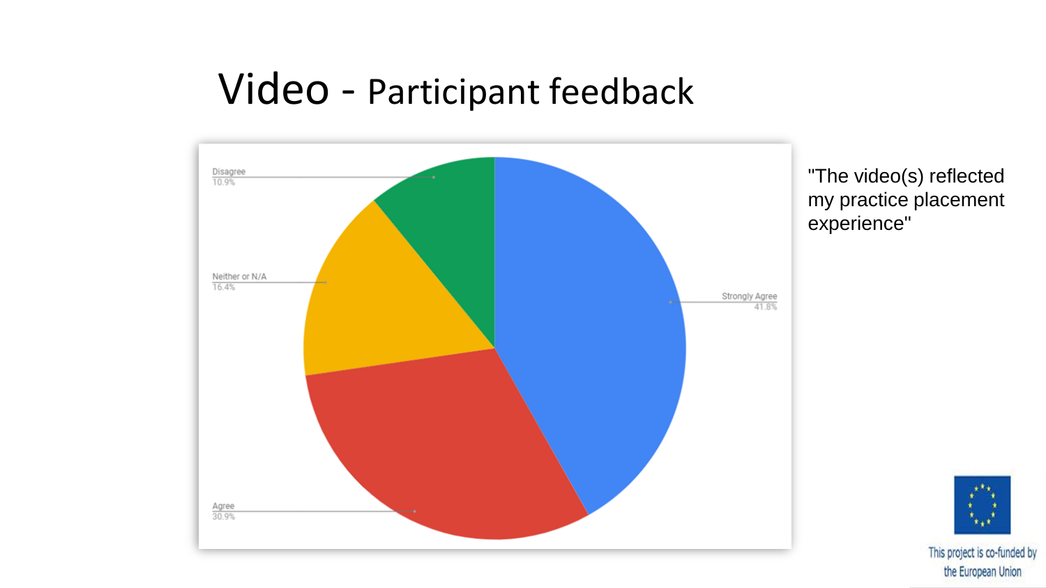# Video - Participant feedback

| Response | Percentage |
|---|---|
| Strongly Agree | 41.8% |
| Agree | 30.9% |
| Neither or N/A | 16.4% |
| Disagree | 10.9% |

"The video(s) reflected my practice placement experience"

This project is co-funded by the European Union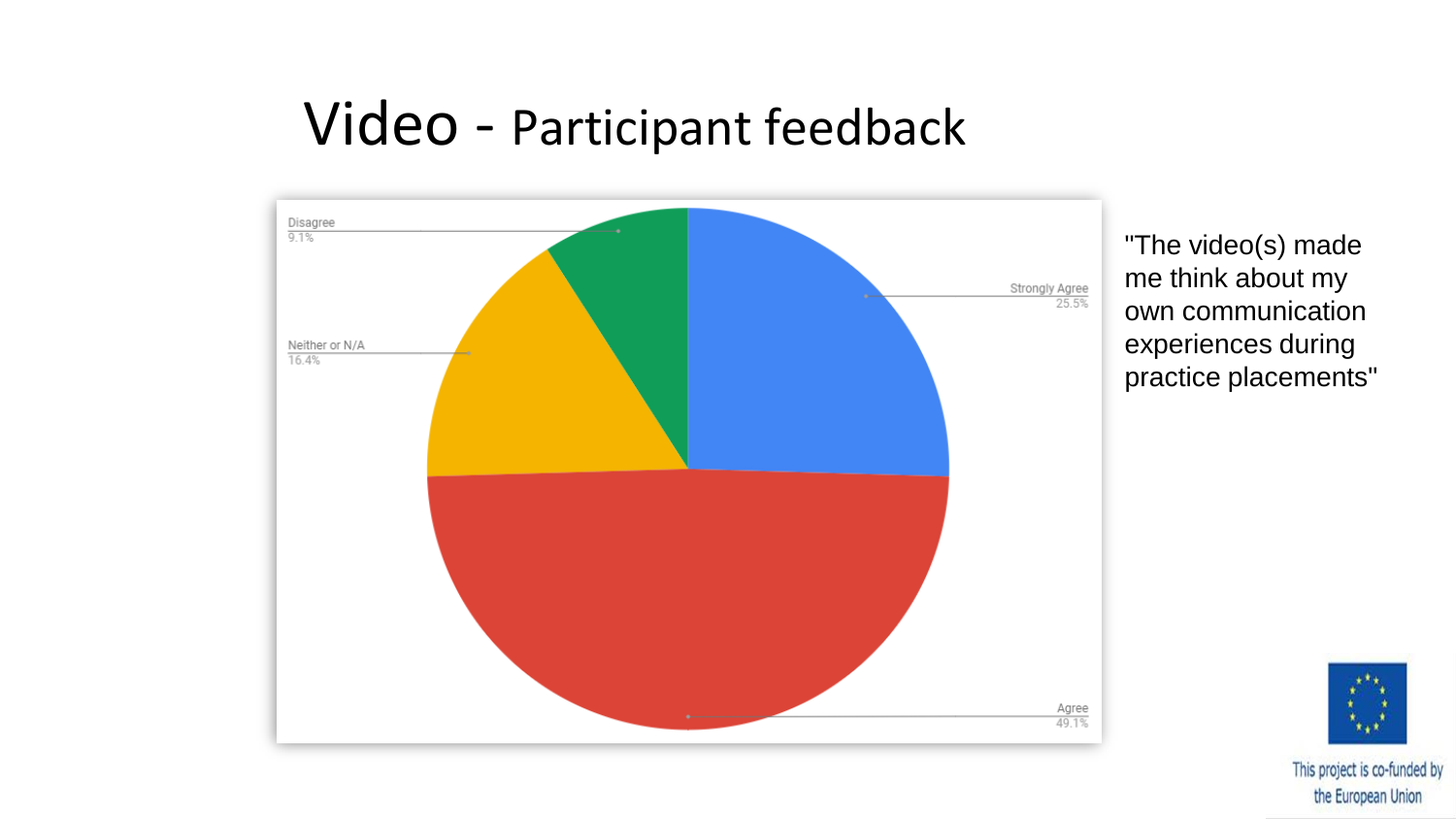# Video - Participant feedback

- Disagree: 9.1%
- Neither or N/A: 16.4%
- Strongly Agree: 25.5%
- Agree: 49.1%

"The video(s) made me think about my own communication experiences during practice placements"

This project is co-funded by the European Union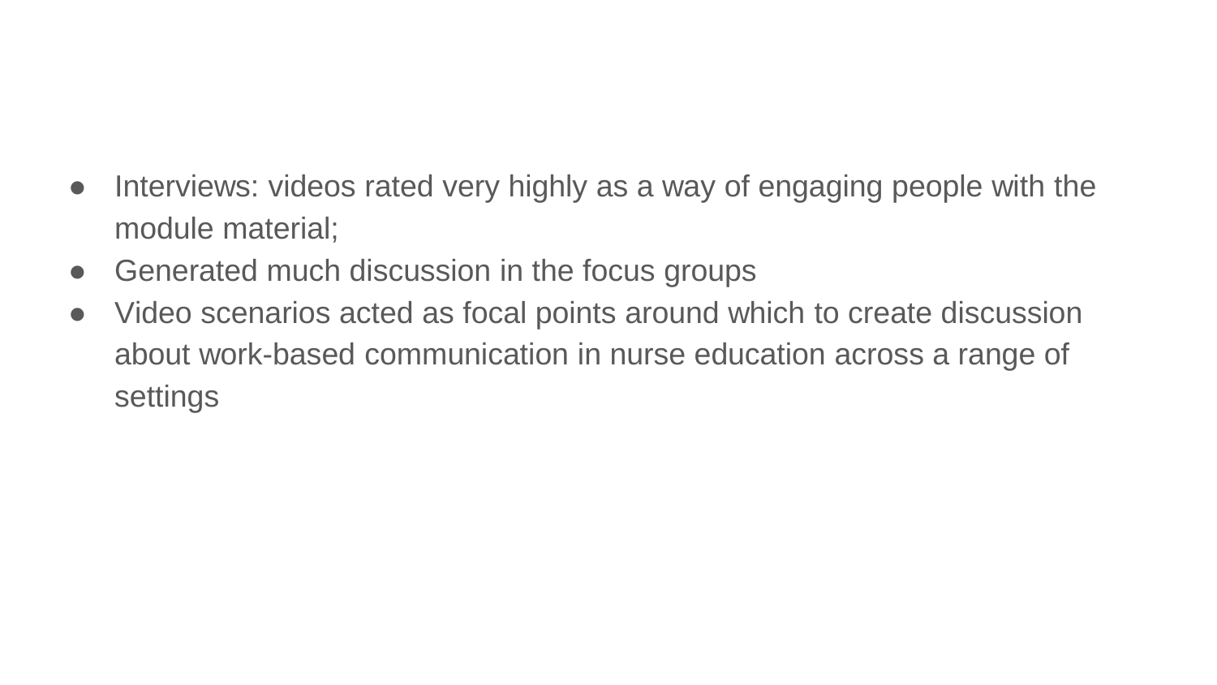- Interviews: videos rated very highly as a way of engaging people with the module material;
- Generated much discussion in the focus groups
- Video scenarios acted as focal points around which to create discussion about work-based communication in nurse education across a range of settings